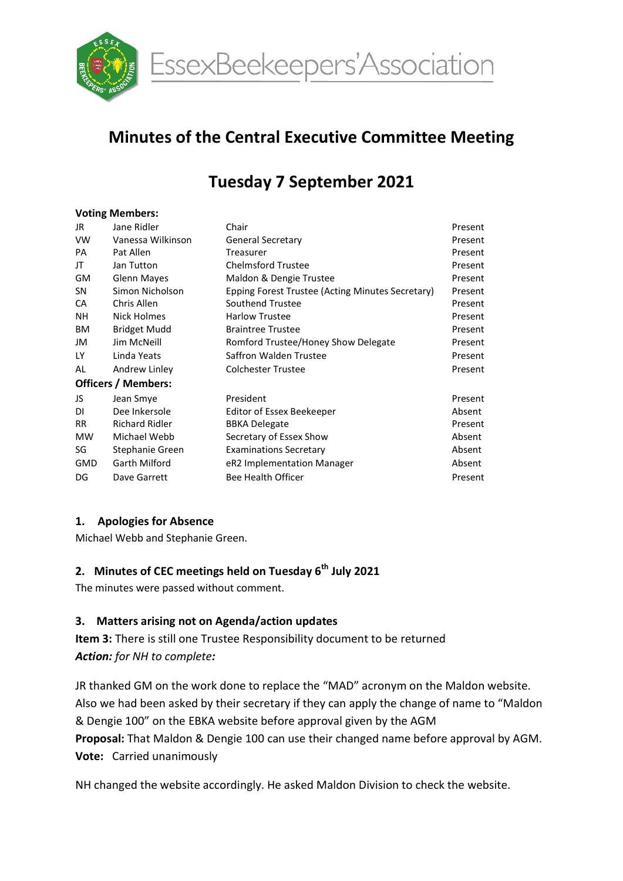EssexBeekeepers'Association

# Minutes of the Central Executive Committee Meeting

# Tuesday 7 September 2021

**Voting Members:**

| | | | |
|---|---|---|---|
| JR | Jane Ridler | Chair | Present |
| VW | Vanessa Wilkinson | General Secretary | Present |
| PA | Pat Allen | Treasurer | Present |
| JT | Jan Tutton | Chelmsford Trustee | Present |
| GM | Glenn Mayes | Maldon & Dengie Trustee | Present |
| SN | Simon Nicholson | Epping Forest Trustee (Acting Minutes Secretary) | Present |
| CA | Chris Allen | Southend Trustee | Present |
| NH | Nick Holmes | Harlow Trustee | Present |
| BM | Bridget Mudd | Braintree Trustee | Present |
| JM | Jim McNeill | Romford Trustee/Honey Show Delegate | Present |
| LY | Linda Yeats | Saffron Walden Trustee | Present |
| AL | Andrew Linley | Colchester Trustee | Present |

**Officers / Members:**

| | | | |
|---|---|---|---|
| JS | Jean Smye | President | Present |
| DI | Dee Inkersole | Editor of Essex Beekeeper | Absent |
| RR | Richard Ridler | BBKA Delegate | Present |
| MW | Michael Webb | Secretary of Essex Show | Absent |
| SG | Stephanie Green | Examinations Secretary | Absent |
| GMD | Garth Milford | eR2 Implementation Manager | Absent |
| DG | Dave Garrett | Bee Health Officer | Present |

## 1. Apologies for Absence

Michael Webb and Stephanie Green.

## 2. Minutes of CEC meetings held on Tuesday 6th July 2021

The minutes were passed without comment.

## 3. Matters arising not on Agenda/action updates

**Item 3:** There is still one Trustee Responsibility document to be returned
***Action:** for NH to complete:*

JR thanked GM on the work done to replace the "MAD" acronym on the Maldon website. Also we had been asked by their secretary if they can apply the change of name to "Maldon & Dengie 100" on the EBKA website before approval given by the AGM
**Proposal:** That Maldon & Dengie 100 can use their changed name before approval by AGM.
**Vote:** Carried unanimously

NH changed the website accordingly. He asked Maldon Division to check the website.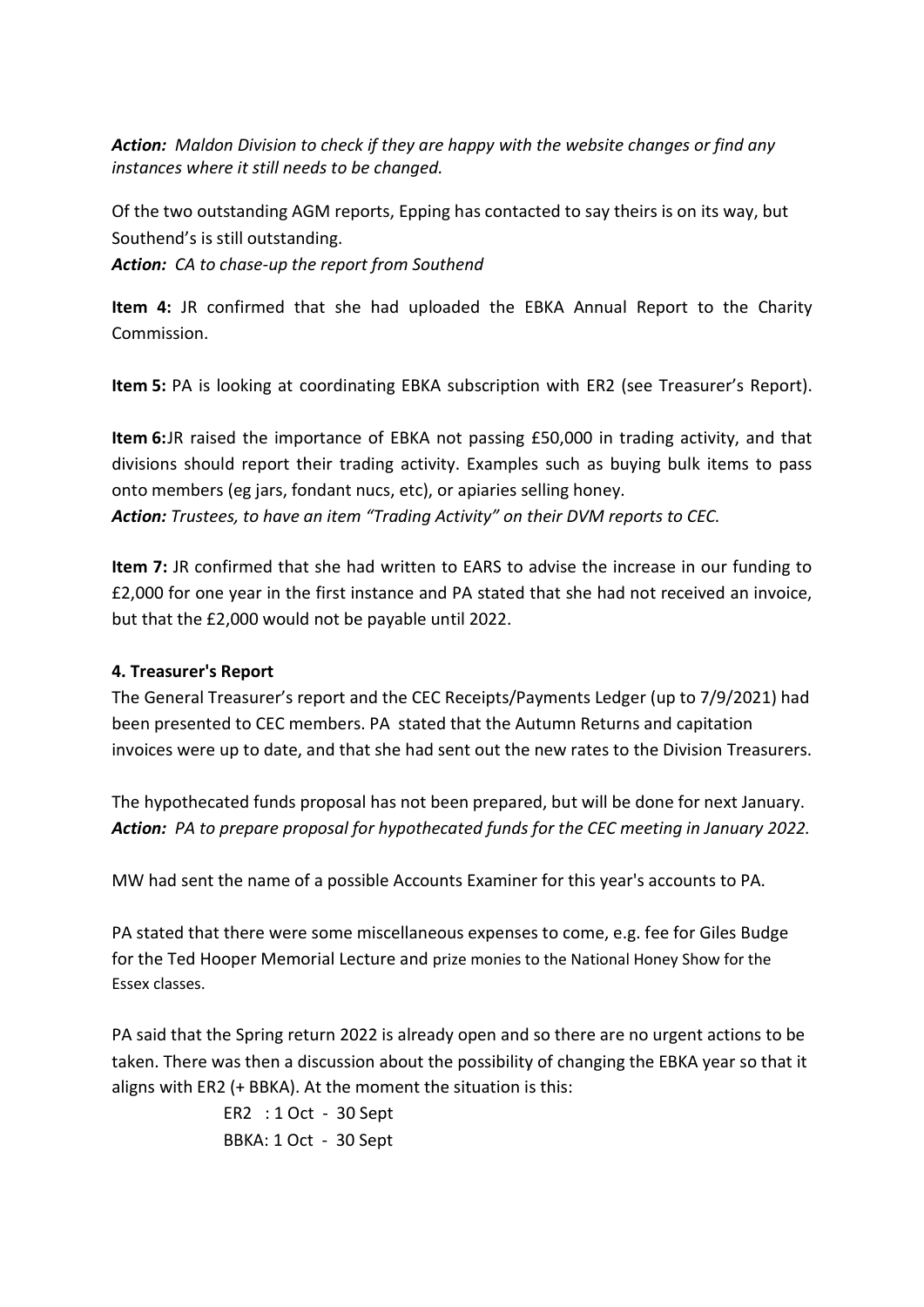***Action:** Maldon Division to check if they are happy with the website changes or find any instances where it still needs to be changed.*

Of the two outstanding AGM reports, Epping has contacted to say theirs is on its way, but Southend's is still outstanding.

***Action:** CA to chase-up the report from Southend*

**Item 4:** JR confirmed that she had uploaded the EBKA Annual Report to the Charity Commission.

**Item 5:** PA is looking at coordinating EBKA subscription with ER2 (see Treasurer's Report).

**Item 6:** JR raised the importance of EBKA not passing £50,000 in trading activity, and that divisions should report their trading activity. Examples such as buying bulk items to pass onto members (eg jars, fondant nucs, etc), or apiaries selling honey.

***Action:** Trustees, to have an item "Trading Activity" on their DVM reports to CEC.*

**Item 7:** JR confirmed that she had written to EARS to advise the increase in our funding to £2,000 for one year in the first instance and PA stated that she had not received an invoice, but that the £2,000 would not be payable until 2022.

**4. Treasurer's Report**

The General Treasurer's report and the CEC Receipts/Payments Ledger (up to 7/9/2021) had been presented to CEC members. PA stated that the Autumn Returns and capitation invoices were up to date, and that she had sent out the new rates to the Division Treasurers.

The hypothecated funds proposal has not been prepared, but will be done for next January.

***Action:** PA to prepare proposal for hypothecated funds for the CEC meeting in January 2022.*

MW had sent the name of a possible Accounts Examiner for this year's accounts to PA.

PA stated that there were some miscellaneous expenses to come, e.g. fee for Giles Budge for the Ted Hooper Memorial Lecture and prize monies to the National Honey Show for the Essex classes.

PA said that the Spring return 2022 is already open and so there are no urgent actions to be taken. There was then a discussion about the possibility of changing the EBKA year so that it aligns with ER2 (+ BBKA). At the moment the situation is this:

ER2 : 1 Oct - 30 Sept
BBKA: 1 Oct - 30 Sept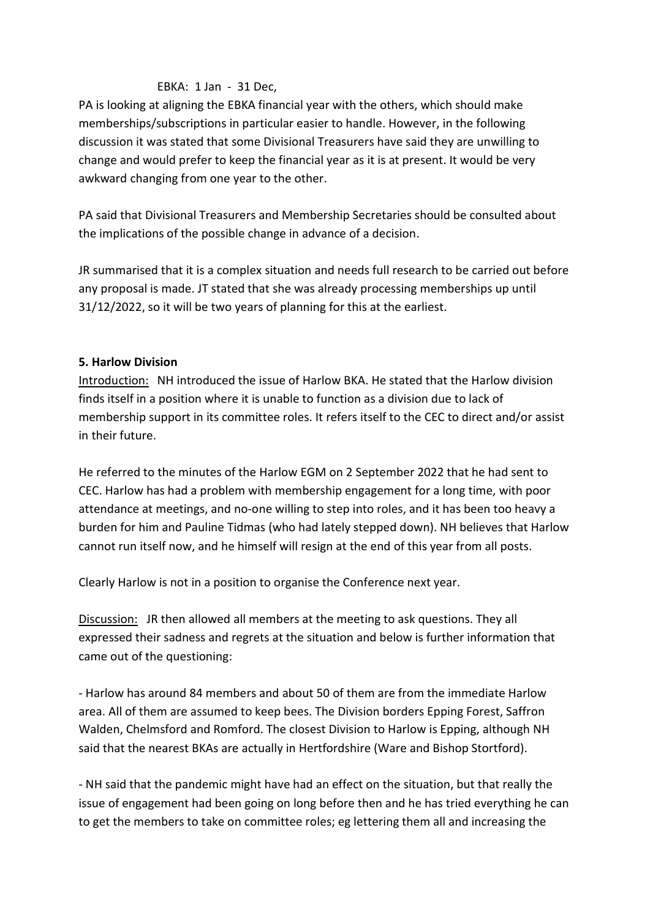EBKA: 1 Jan - 31 Dec,

PA is looking at aligning the EBKA financial year with the others, which should make memberships/subscriptions in particular easier to handle. However, in the following discussion it was stated that some Divisional Treasurers have said they are unwilling to change and would prefer to keep the financial year as it is at present. It would be very awkward changing from one year to the other.

PA said that Divisional Treasurers and Membership Secretaries should be consulted about the implications of the possible change in advance of a decision.

JR summarised that it is a complex situation and needs full research to be carried out before any proposal is made. JT stated that she was already processing memberships up until 31/12/2022, so it will be two years of planning for this at the earliest.

**5. Harlow Division**

Introduction: NH introduced the issue of Harlow BKA. He stated that the Harlow division finds itself in a position where it is unable to function as a division due to lack of membership support in its committee roles. It refers itself to the CEC to direct and/or assist in their future.

He referred to the minutes of the Harlow EGM on 2 September 2022 that he had sent to CEC. Harlow has had a problem with membership engagement for a long time, with poor attendance at meetings, and no-one willing to step into roles, and it has been too heavy a burden for him and Pauline Tidmas (who had lately stepped down). NH believes that Harlow cannot run itself now, and he himself will resign at the end of this year from all posts.

Clearly Harlow is not in a position to organise the Conference next year.

Discussion: JR then allowed all members at the meeting to ask questions. They all expressed their sadness and regrets at the situation and below is further information that came out of the questioning:

- Harlow has around 84 members and about 50 of them are from the immediate Harlow area. All of them are assumed to keep bees. The Division borders Epping Forest, Saffron Walden, Chelmsford and Romford. The closest Division to Harlow is Epping, although NH said that the nearest BKAs are actually in Hertfordshire (Ware and Bishop Stortford).

- NH said that the pandemic might have had an effect on the situation, but that really the issue of engagement had been going on long before then and he has tried everything he can to get the members to take on committee roles; eg lettering them all and increasing the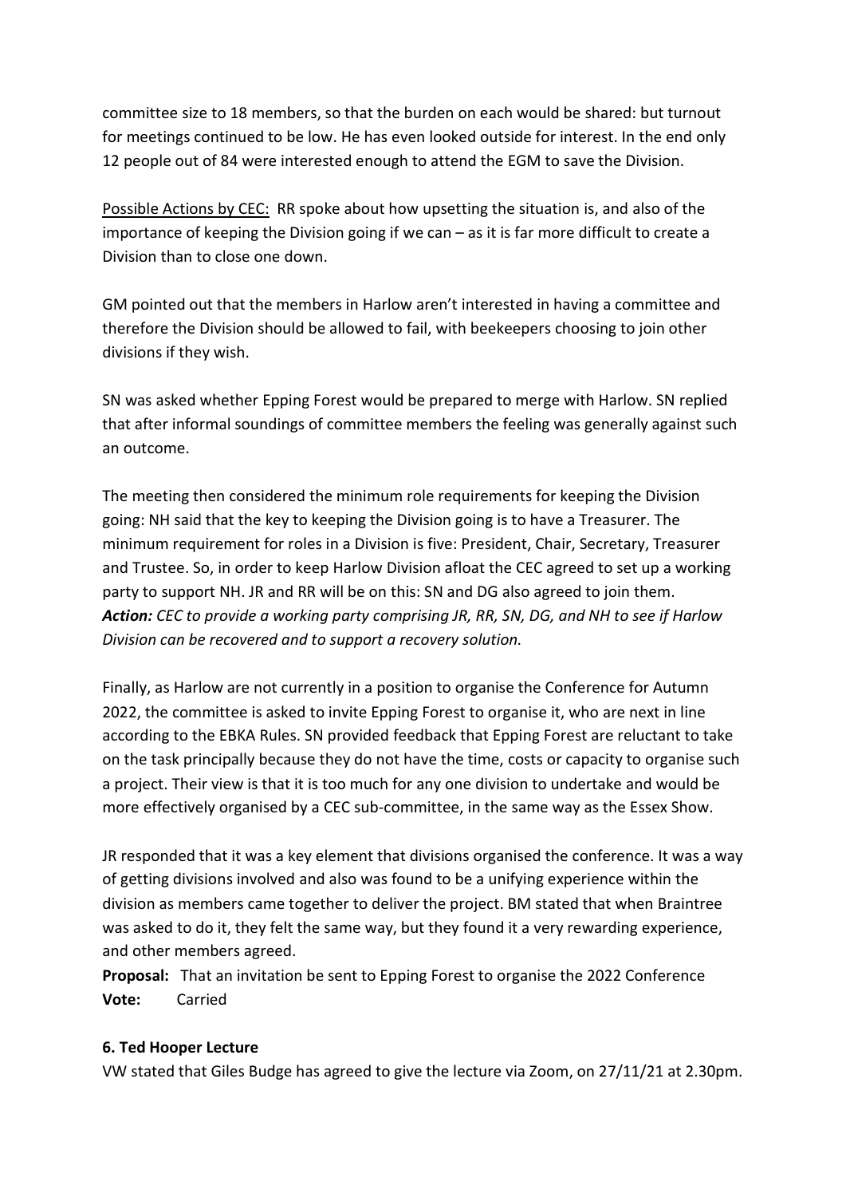committee size to 18 members, so that the burden on each would be shared: but turnout for meetings continued to be low. He has even looked outside for interest. In the end only 12 people out of 84 were interested enough to attend the EGM to save the Division.

<u>Possible Actions by CEC:</u> RR spoke about how upsetting the situation is, and also of the importance of keeping the Division going if we can – as it is far more difficult to create a Division than to close one down.

GM pointed out that the members in Harlow aren't interested in having a committee and therefore the Division should be allowed to fail, with beekeepers choosing to join other divisions if they wish.

SN was asked whether Epping Forest would be prepared to merge with Harlow. SN replied that after informal soundings of committee members the feeling was generally against such an outcome.

The meeting then considered the minimum role requirements for keeping the Division going: NH said that the key to keeping the Division going is to have a Treasurer. The minimum requirement for roles in a Division is five: President, Chair, Secretary, Treasurer and Trustee. So, in order to keep Harlow Division afloat the CEC agreed to set up a working party to support NH. JR and RR will be on this: SN and DG also agreed to join them.
***Action:*** *CEC to provide a working party comprising JR, RR, SN, DG, and NH to see if Harlow Division can be recovered and to support a recovery solution.*

Finally, as Harlow are not currently in a position to organise the Conference for Autumn 2022, the committee is asked to invite Epping Forest to organise it, who are next in line according to the EBKA Rules. SN provided feedback that Epping Forest are reluctant to take on the task principally because they do not have the time, costs or capacity to organise such a project. Their view is that it is too much for any one division to undertake and would be more effectively organised by a CEC sub-committee, in the same way as the Essex Show.

JR responded that it was a key element that divisions organised the conference. It was a way of getting divisions involved and also was found to be a unifying experience within the division as members came together to deliver the project. BM stated that when Braintree was asked to do it, they felt the same way, but they found it a very rewarding experience, and other members agreed.

**Proposal:** That an invitation be sent to Epping Forest to organise the 2022 Conference
**Vote:** Carried

### 6. Ted Hooper Lecture

VW stated that Giles Budge has agreed to give the lecture via Zoom, on 27/11/21 at 2.30pm.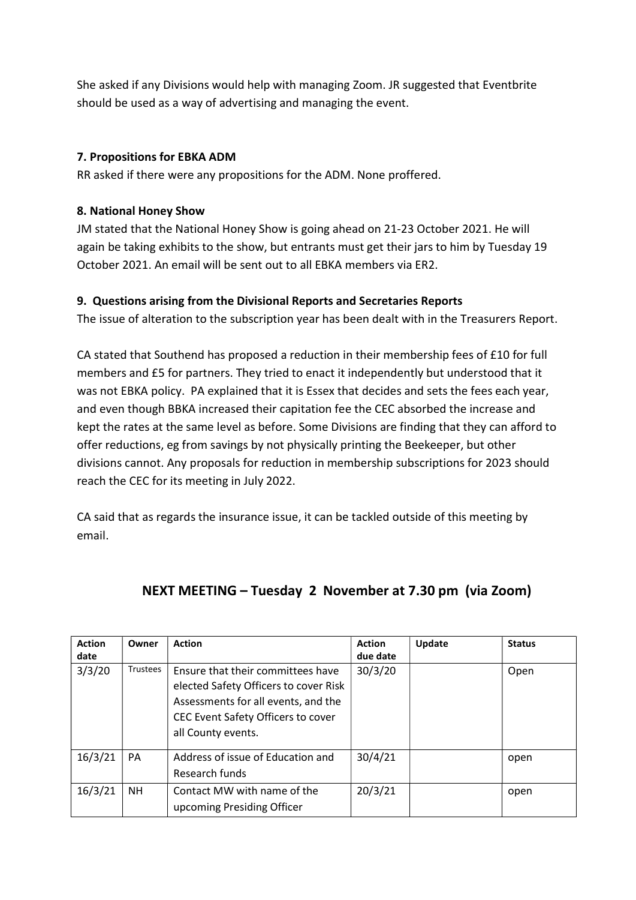She asked if any Divisions would help with managing Zoom. JR suggested that Eventbrite should be used as a way of advertising and managing the event.

**7. Propositions for EBKA ADM**

RR asked if there were any propositions for the ADM. None proffered.

**8. National Honey Show**

JM stated that the National Honey Show is going ahead on 21-23 October 2021. He will again be taking exhibits to the show, but entrants must get their jars to him by Tuesday 19 October 2021. An email will be sent out to all EBKA members via ER2.

**9. Questions arising from the Divisional Reports and Secretaries Reports**

The issue of alteration to the subscription year has been dealt with in the Treasurers Report.

CA stated that Southend has proposed a reduction in their membership fees of £10 for full members and £5 for partners. They tried to enact it independently but understood that it was not EBKA policy. PA explained that it is Essex that decides and sets the fees each year, and even though BBKA increased their capitation fee the CEC absorbed the increase and kept the rates at the same level as before. Some Divisions are finding that they can afford to offer reductions, eg from savings by not physically printing the Beekeeper, but other divisions cannot. Any proposals for reduction in membership subscriptions for 2023 should reach the CEC for its meeting in July 2022.

CA said that as regards the insurance issue, it can be tackled outside of this meeting by email.

## NEXT MEETING – Tuesday 2 November at 7.30 pm (via Zoom)

| Action date | Owner | Action | Action due date | Update | Status |
|---|---|---|---|---|---|
| 3/3/20 | Trustees | Ensure that their committees have elected Safety Officers to cover Risk Assessments for all events, and the CEC Event Safety Officers to cover all County events. | 30/3/20 | | Open |
| 16/3/21 | PA | Address of issue of Education and Research funds | 30/4/21 | | open |
| 16/3/21 | NH | Contact MW with name of the upcoming Presiding Officer | 20/3/21 | | open |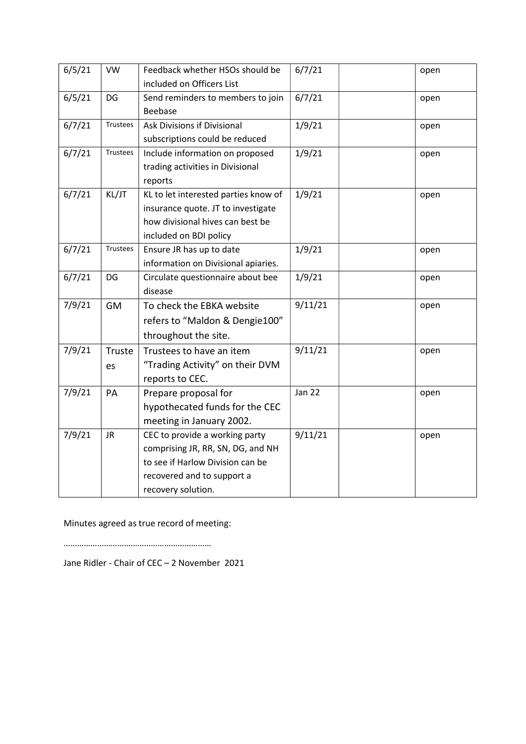| | | | | | |
|---|---|---|---|---|---|
| 6/5/21 | VW | Feedback whether HSOs should be included on Officers List | 6/7/21 | | open |
| 6/5/21 | DG | Send reminders to members to join Beebase | 6/7/21 | | open |
| 6/7/21 | Trustees | Ask Divisions if Divisional subscriptions could be reduced | 1/9/21 | | open |
| 6/7/21 | Trustees | Include information on proposed trading activities in Divisional reports | 1/9/21 | | open |
| 6/7/21 | KL/JT | KL to let interested parties know of insurance quote. JT to investigate how divisional hives can best be included on BDI policy | 1/9/21 | | open |
| 6/7/21 | Trustees | Ensure JR has up to date information on Divisional apiaries. | 1/9/21 | | open |
| 6/7/21 | DG | Circulate questionnaire about bee disease | 1/9/21 | | open |
| 7/9/21 | GM | To check the EBKA website refers to "Maldon & Dengie100" throughout the site. | 9/11/21 | | open |
| 7/9/21 | Trustees | Trustees to have an item "Trading Activity" on their DVM reports to CEC. | 9/11/21 | | open |
| 7/9/21 | PA | Prepare proposal for hypothecated funds for the CEC meeting in January 2002. | Jan 22 | | open |
| 7/9/21 | JR | CEC to provide a working party comprising JR, RR, SN, DG, and NH to see if Harlow Division can be recovered and to support a recovery solution. | 9/11/21 | | open |

Minutes agreed as true record of meeting:

………………………………………………………

Jane Ridler - Chair of CEC – 2 November 2021